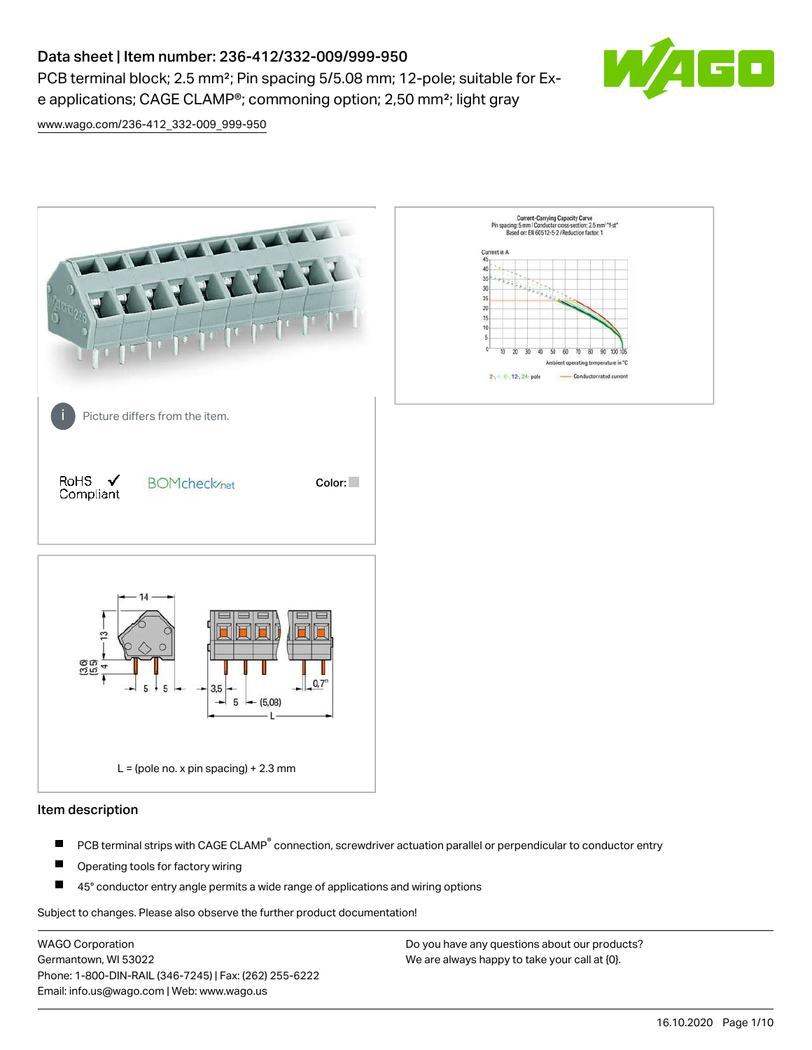# Data sheet | Item number: 236-412/332-009/999-950

PCB terminal block; 2.5 mm²; Pin spacing 5/5.08 mm; 12-pole; suitable for Ex-e applications; CAGE CLAMP®; commoning option; 2,50 mm²; light gray

www.wago.com/236-412_332-009_999-950

Picture differs from the item.

RoHS ✓ Compliant

BOMcheck.net

Color:

L = (pole no. x pin spacing) + 2.3 mm

## Item description

- PCB terminal strips with CAGE CLAMP® connection, screwdriver actuation parallel or perpendicular to conductor entry
- Operating tools for factory wiring
- 45° conductor entry angle permits a wide range of applications and wiring options

Subject to changes. Please also observe the further product documentation!

WAGO Corporation
Germantown, WI 53022
Phone: 1-800-DIN-RAIL (346-7245) | Fax: (262) 255-6222
Email: info.us@wago.com | Web: www.wago.us

Do you have any questions about our products?
We are always happy to take your call at {0}.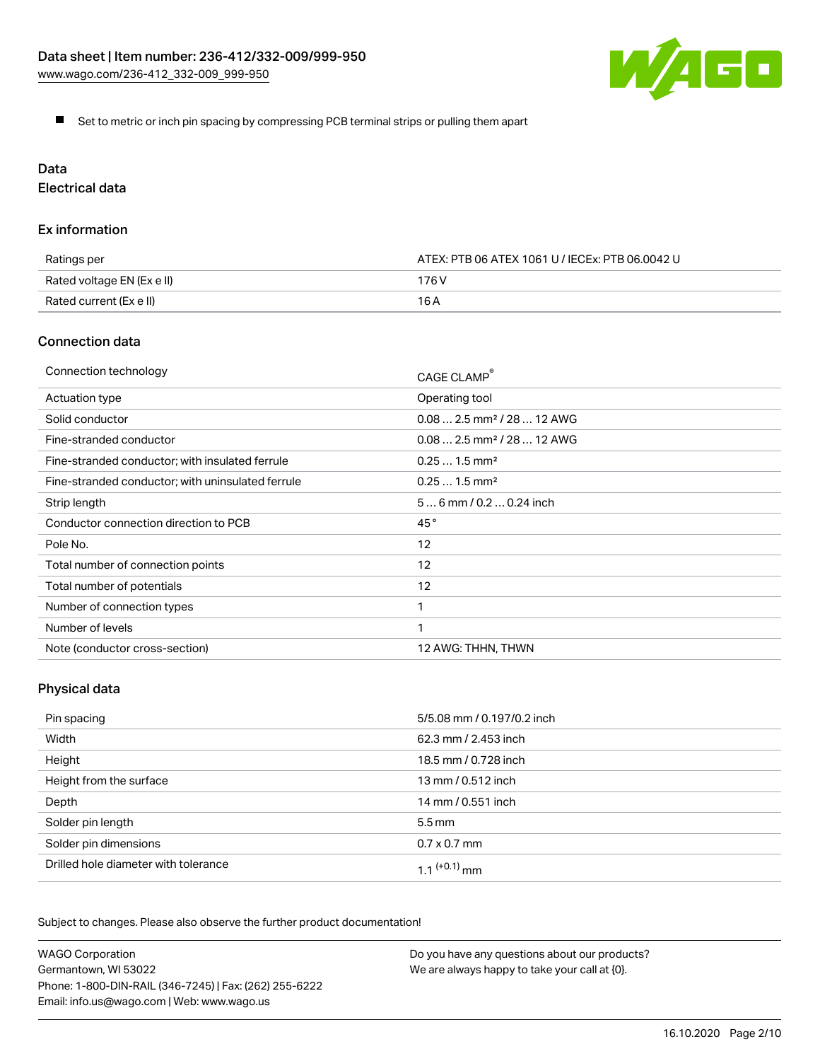- Set to metric or inch pin spacing by compressing PCB terminal strips or pulling them apart

# Data

## Electrical data

### Ex information

| | |
|---|---|
| Ratings per | ATEX: PTB 06 ATEX 1061 U / IECEx: PTB 06.0042 U |
| Rated voltage EN (Ex e II) | 176 V |
| Rated current (Ex e II) | 16 A |

### Connection data

| | |
|---|---|
| Connection technology | CAGE CLAMP® |
| Actuation type | Operating tool |
| Solid conductor | 0.08 … 2.5 mm² / 28 … 12 AWG |
| Fine-stranded conductor | 0.08 … 2.5 mm² / 28 … 12 AWG |
| Fine-stranded conductor; with insulated ferrule | 0.25 … 1.5 mm² |
| Fine-stranded conductor; with uninsulated ferrule | 0.25 … 1.5 mm² |
| Strip length | 5 … 6 mm / 0.2 … 0.24 inch |
| Conductor connection direction to PCB | 45 ° |
| Pole No. | 12 |
| Total number of connection points | 12 |
| Total number of potentials | 12 |
| Number of connection types | 1 |
| Number of levels | 1 |
| Note (conductor cross-section) | 12 AWG: THHN, THWN |

### Physical data

| | |
|---|---|
| Pin spacing | 5/5.08 mm / 0.197/0.2 inch |
| Width | 62.3 mm / 2.453 inch |
| Height | 18.5 mm / 0.728 inch |
| Height from the surface | 13 mm / 0.512 inch |
| Depth | 14 mm / 0.551 inch |
| Solder pin length | 5.5 mm |
| Solder pin dimensions | 0.7 x 0.7 mm |
| Drilled hole diameter with tolerance | 1.1 $^{(+0.1)}$ mm |

Subject to changes. Please also observe the further product documentation!

WAGO Corporation
Germantown, WI 53022
Phone: 1-800-DIN-RAIL (346-7245) | Fax: (262) 255-6222
Email: info.us@wago.com | Web: www.wago.us

Do you have any questions about our products?
We are always happy to take your call at {0}.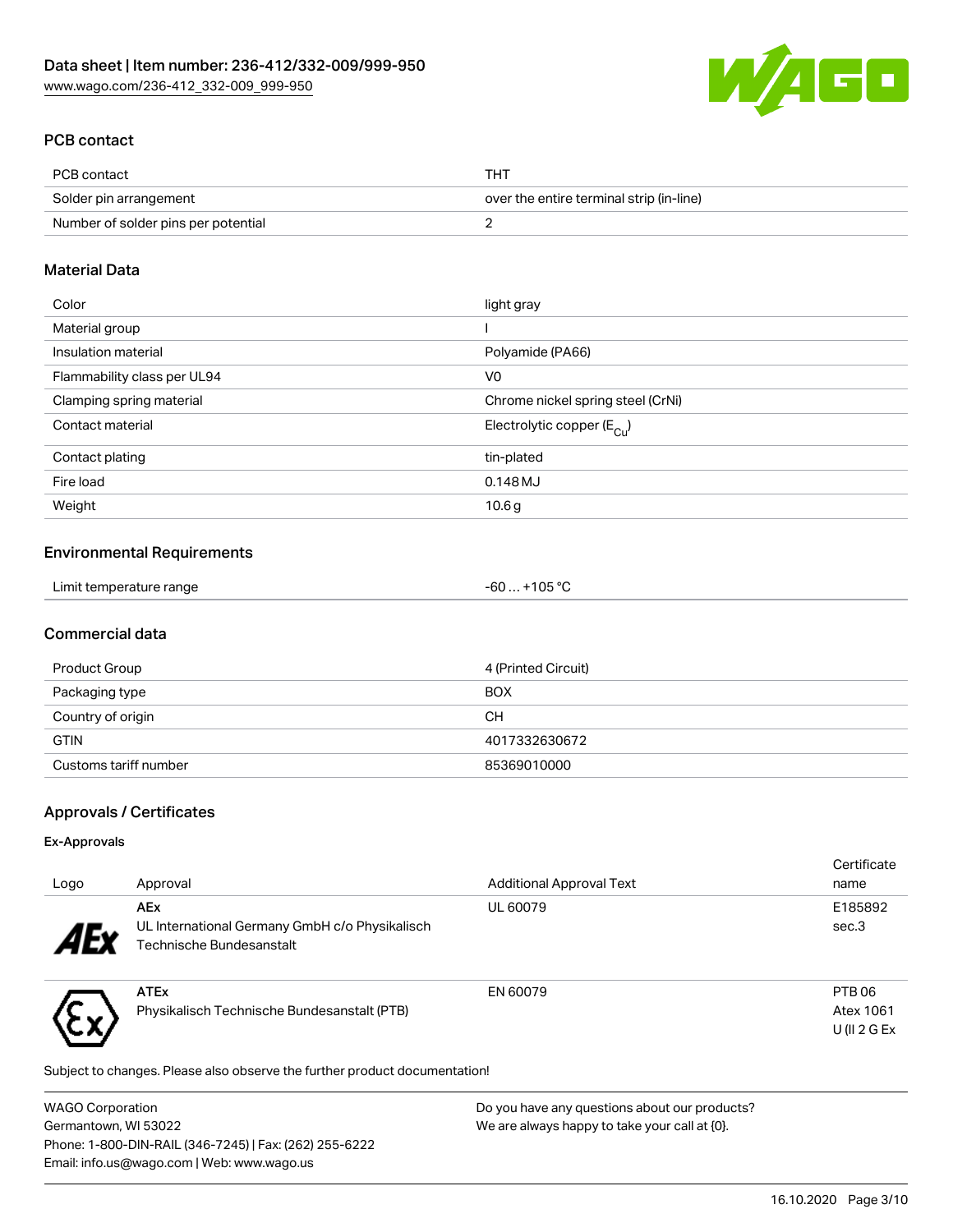## PCB contact

| PCB contact | THT |
| --- | --- |
| Solder pin arrangement | over the entire terminal strip (in-line) |
| Number of solder pins per potential | 2 |

## Material Data

| Color | light gray |
| --- | --- |
| Material group | I |
| Insulation material | Polyamide (PA66) |
| Flammability class per UL94 | V0 |
| Clamping spring material | Chrome nickel spring steel (CrNi) |
| Contact material | Electrolytic copper ($E_{Cu}$) |
| Contact plating | tin-plated |
| Fire load | 0.148 MJ |
| Weight | 10.6 g |

## Environmental Requirements

| Limit temperature range | -60 … +105 °C |
| --- | --- |

## Commercial data

| Product Group | 4 (Printed Circuit) |
| --- | --- |
| Packaging type | BOX |
| Country of origin | CH |
| GTIN | 4017332630672 |
| Customs tariff number | 85369010000 |

## Approvals / Certificates

### Ex-Approvals

| Logo | Approval | Additional Approval Text | Certificate name |
| --- | --- | --- | --- |
| | **AEx** UL International Germany GmbH c/o Physikalisch Technische Bundesanstalt | UL 60079 | E185892 sec.3 |
| | **ATEx** Physikalisch Technische Bundesanstalt (PTB) | EN 60079 | PTB 06 Atex 1061 U (II 2 G Ex |

Subject to changes. Please also observe the further product documentation!

WAGO Corporation
Germantown, WI 53022
Phone: 1-800-DIN-RAIL (346-7245) | Fax: (262) 255-6222
Email: info.us@wago.com | Web: www.wago.us

Do you have any questions about our products?
We are always happy to take your call at {0}.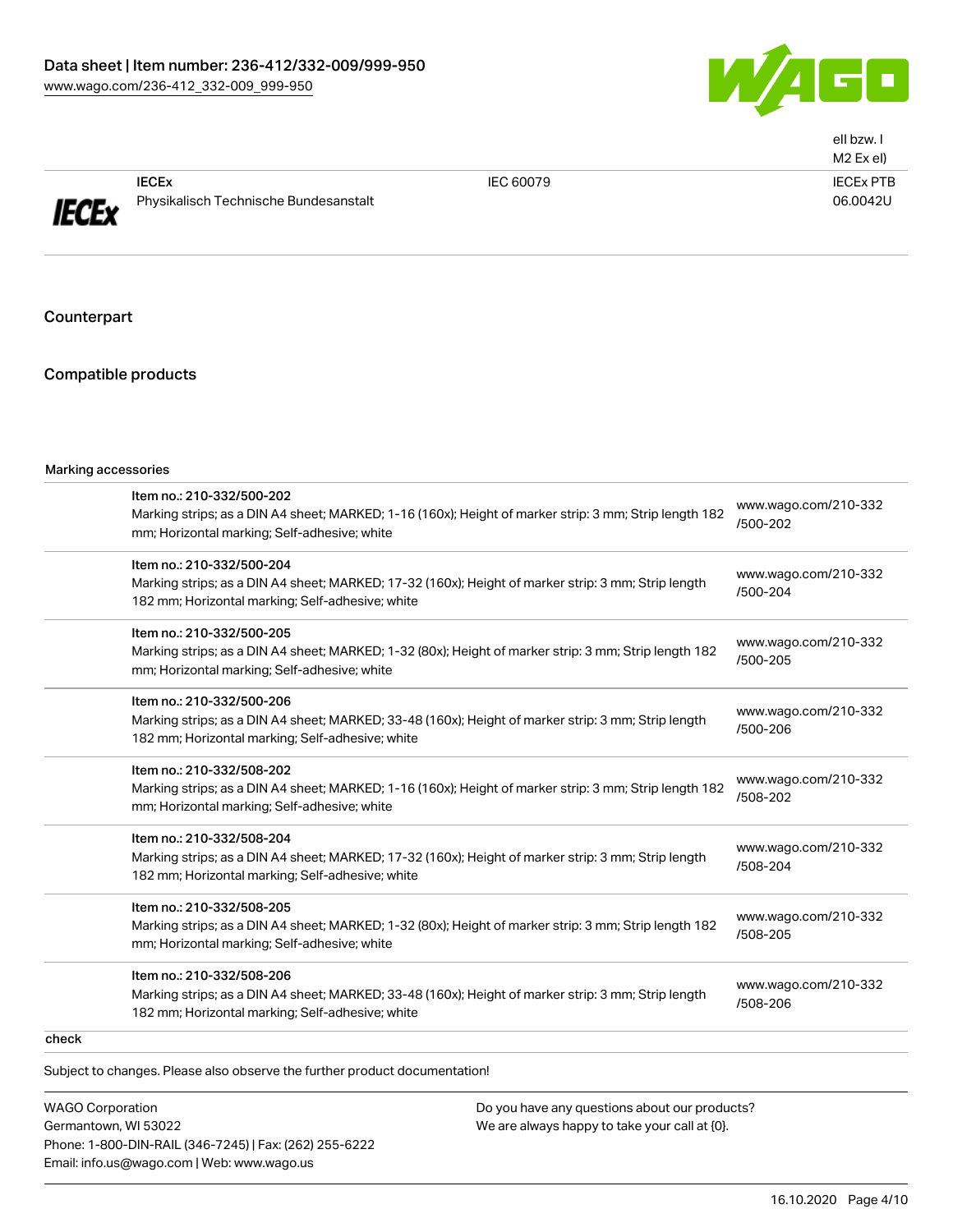| | | | ell bzw. I M2 Ex el) |
|---|---|---|---|
| | **IECEx** Physikalisch Technische Bundesanstalt | IEC 60079 | IECEx PTB 06.0042U |

## Counterpart

## Compatible products

Marking accessories

| | Item | Link |
|---|---|---|
| | Item no.: 210-332/500-202 Marking strips; as a DIN A4 sheet; MARKED; 1-16 (160x); Height of marker strip: 3 mm; Strip length 182 mm; Horizontal marking; Self-adhesive; white | www.wago.com/210-332/500-202 |
| | Item no.: 210-332/500-204 Marking strips; as a DIN A4 sheet; MARKED; 17-32 (160x); Height of marker strip: 3 mm; Strip length 182 mm; Horizontal marking; Self-adhesive; white | www.wago.com/210-332/500-204 |
| | Item no.: 210-332/500-205 Marking strips; as a DIN A4 sheet; MARKED; 1-32 (80x); Height of marker strip: 3 mm; Strip length 182 mm; Horizontal marking; Self-adhesive; white | www.wago.com/210-332/500-205 |
| | Item no.: 210-332/500-206 Marking strips; as a DIN A4 sheet; MARKED; 33-48 (160x); Height of marker strip: 3 mm; Strip length 182 mm; Horizontal marking; Self-adhesive; white | www.wago.com/210-332/500-206 |
| | Item no.: 210-332/508-202 Marking strips; as a DIN A4 sheet; MARKED; 1-16 (160x); Height of marker strip: 3 mm; Strip length 182 mm; Horizontal marking; Self-adhesive; white | www.wago.com/210-332/508-202 |
| | Item no.: 210-332/508-204 Marking strips; as a DIN A4 sheet; MARKED; 17-32 (160x); Height of marker strip: 3 mm; Strip length 182 mm; Horizontal marking; Self-adhesive; white | www.wago.com/210-332/508-204 |
| | Item no.: 210-332/508-205 Marking strips; as a DIN A4 sheet; MARKED; 1-32 (80x); Height of marker strip: 3 mm; Strip length 182 mm; Horizontal marking; Self-adhesive; white | www.wago.com/210-332/508-205 |
| | Item no.: 210-332/508-206 Marking strips; as a DIN A4 sheet; MARKED; 33-48 (160x); Height of marker strip: 3 mm; Strip length 182 mm; Horizontal marking; Self-adhesive; white | www.wago.com/210-332/508-206 |

check

Subject to changes. Please also observe the further product documentation!

WAGO Corporation
Germantown, WI 53022
Phone: 1-800-DIN-RAIL (346-7245) | Fax: (262) 255-6222
Email: info.us@wago.com | Web: www.wago.us

Do you have any questions about our products?
We are always happy to take your call at {0}.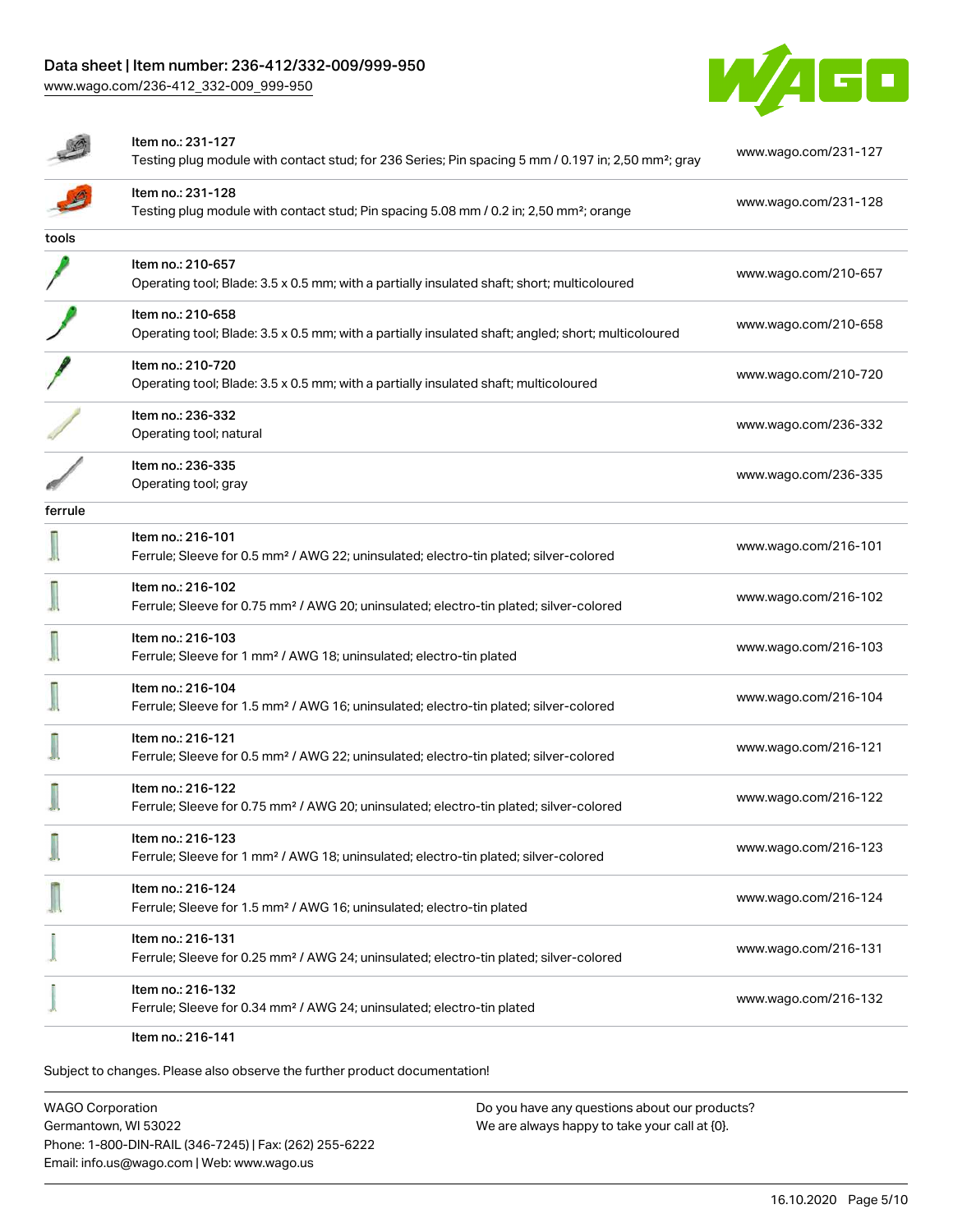| | | |
|---|---|---|
| | Item no.: 231-127<br>Testing plug module with contact stud; for 236 Series; Pin spacing 5 mm / 0.197 in; 2,50 mm²; gray | www.wago.com/231-127 |
| | Item no.: 231-128<br>Testing plug module with contact stud; Pin spacing 5.08 mm / 0.2 in; 2,50 mm²; orange | www.wago.com/231-128 |
| tools | | |
| | Item no.: 210-657<br>Operating tool; Blade: 3.5 x 0.5 mm; with a partially insulated shaft; short; multicoloured | www.wago.com/210-657 |
| | Item no.: 210-658<br>Operating tool; Blade: 3.5 x 0.5 mm; with a partially insulated shaft; angled; short; multicoloured | www.wago.com/210-658 |
| | Item no.: 210-720<br>Operating tool; Blade: 3.5 x 0.5 mm; with a partially insulated shaft; multicoloured | www.wago.com/210-720 |
| | Item no.: 236-332<br>Operating tool; natural | www.wago.com/236-332 |
| | Item no.: 236-335<br>Operating tool; gray | www.wago.com/236-335 |
| ferrule | | |
| | Item no.: 216-101<br>Ferrule; Sleeve for 0.5 mm² / AWG 22; uninsulated; electro-tin plated; silver-colored | www.wago.com/216-101 |
| | Item no.: 216-102<br>Ferrule; Sleeve for 0.75 mm² / AWG 20; uninsulated; electro-tin plated; silver-colored | www.wago.com/216-102 |
| | Item no.: 216-103<br>Ferrule; Sleeve for 1 mm² / AWG 18; uninsulated; electro-tin plated | www.wago.com/216-103 |
| | Item no.: 216-104<br>Ferrule; Sleeve for 1.5 mm² / AWG 16; uninsulated; electro-tin plated; silver-colored | www.wago.com/216-104 |
| | Item no.: 216-121<br>Ferrule; Sleeve for 0.5 mm² / AWG 22; uninsulated; electro-tin plated; silver-colored | www.wago.com/216-121 |
| | Item no.: 216-122<br>Ferrule; Sleeve for 0.75 mm² / AWG 20; uninsulated; electro-tin plated; silver-colored | www.wago.com/216-122 |
| | Item no.: 216-123<br>Ferrule; Sleeve for 1 mm² / AWG 18; uninsulated; electro-tin plated; silver-colored | www.wago.com/216-123 |
| | Item no.: 216-124<br>Ferrule; Sleeve for 1.5 mm² / AWG 16; uninsulated; electro-tin plated | www.wago.com/216-124 |
| | Item no.: 216-131<br>Ferrule; Sleeve for 0.25 mm² / AWG 24; uninsulated; electro-tin plated; silver-colored | www.wago.com/216-131 |
| | Item no.: 216-132<br>Ferrule; Sleeve for 0.34 mm² / AWG 24; uninsulated; electro-tin plated | www.wago.com/216-132 |
| | Item no.: 216-141 | |

Subject to changes. Please also observe the further product documentation!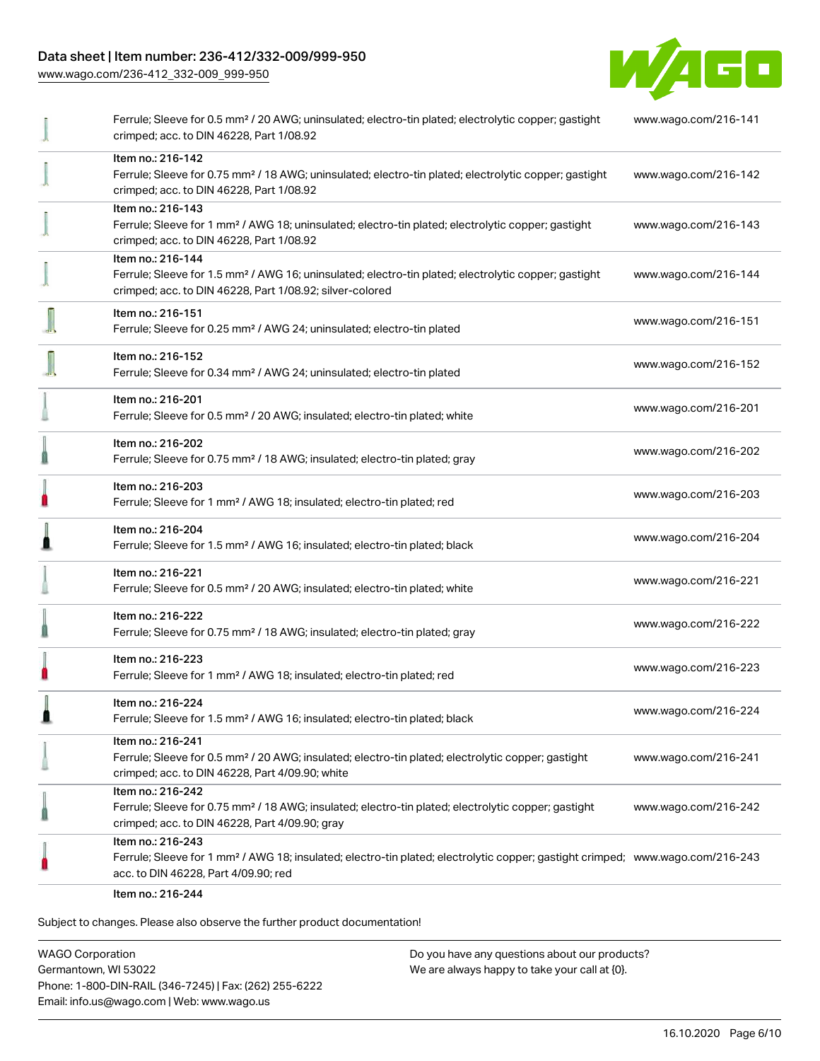| Description | Link |
| --- | --- |
| Ferrule; Sleeve for 0.5 mm² / 20 AWG; uninsulated; electro-tin plated; electrolytic copper; gastight crimped; acc. to DIN 46228, Part 1/08.92 | www.wago.com/216-141 |
| Item no.: 216-142<br>Ferrule; Sleeve for 0.75 mm² / 18 AWG; uninsulated; electro-tin plated; electrolytic copper; gastight crimped; acc. to DIN 46228, Part 1/08.92 | www.wago.com/216-142 |
| Item no.: 216-143<br>Ferrule; Sleeve for 1 mm² / AWG 18; uninsulated; electro-tin plated; electrolytic copper; gastight crimped; acc. to DIN 46228, Part 1/08.92 | www.wago.com/216-143 |
| Item no.: 216-144<br>Ferrule; Sleeve for 1.5 mm² / AWG 16; uninsulated; electro-tin plated; electrolytic copper; gastight crimped; acc. to DIN 46228, Part 1/08.92; silver-colored | www.wago.com/216-144 |
| Item no.: 216-151<br>Ferrule; Sleeve for 0.25 mm² / AWG 24; uninsulated; electro-tin plated | www.wago.com/216-151 |
| Item no.: 216-152<br>Ferrule; Sleeve for 0.34 mm² / AWG 24; uninsulated; electro-tin plated | www.wago.com/216-152 |
| Item no.: 216-201<br>Ferrule; Sleeve for 0.5 mm² / 20 AWG; insulated; electro-tin plated; white | www.wago.com/216-201 |
| Item no.: 216-202<br>Ferrule; Sleeve for 0.75 mm² / 18 AWG; insulated; electro-tin plated; gray | www.wago.com/216-202 |
| Item no.: 216-203<br>Ferrule; Sleeve for 1 mm² / AWG 18; insulated; electro-tin plated; red | www.wago.com/216-203 |
| Item no.: 216-204<br>Ferrule; Sleeve for 1.5 mm² / AWG 16; insulated; electro-tin plated; black | www.wago.com/216-204 |
| Item no.: 216-221<br>Ferrule; Sleeve for 0.5 mm² / 20 AWG; insulated; electro-tin plated; white | www.wago.com/216-221 |
| Item no.: 216-222<br>Ferrule; Sleeve for 0.75 mm² / 18 AWG; insulated; electro-tin plated; gray | www.wago.com/216-222 |
| Item no.: 216-223<br>Ferrule; Sleeve for 1 mm² / AWG 18; insulated; electro-tin plated; red | www.wago.com/216-223 |
| Item no.: 216-224<br>Ferrule; Sleeve for 1.5 mm² / AWG 16; insulated; electro-tin plated; black | www.wago.com/216-224 |
| Item no.: 216-241<br>Ferrule; Sleeve for 0.5 mm² / 20 AWG; insulated; electro-tin plated; electrolytic copper; gastight crimped; acc. to DIN 46228, Part 4/09.90; white | www.wago.com/216-241 |
| Item no.: 216-242<br>Ferrule; Sleeve for 0.75 mm² / 18 AWG; insulated; electro-tin plated; electrolytic copper; gastight crimped; acc. to DIN 46228, Part 4/09.90; gray | www.wago.com/216-242 |
| Item no.: 216-243<br>Ferrule; Sleeve for 1 mm² / AWG 18; insulated; electro-tin plated; electrolytic copper; gastight crimped; acc. to DIN 46228, Part 4/09.90; red | www.wago.com/216-243 |
| Item no.: 216-244 | |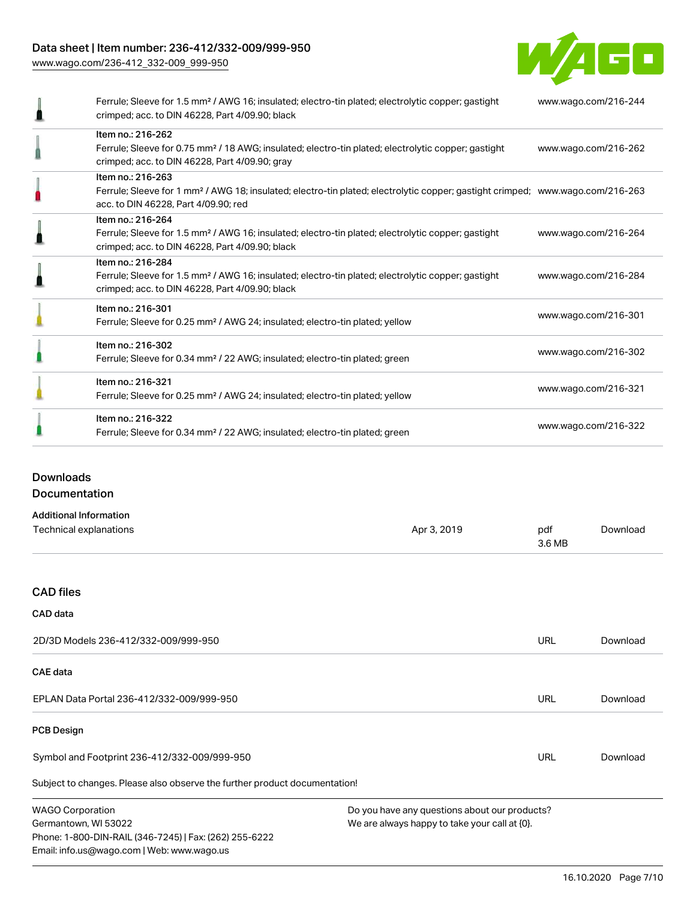| | | |
|---|---|---|
| | Ferrule; Sleeve for 1.5 mm² / AWG 16; insulated; electro-tin plated; electrolytic copper; gastight crimped; acc. to DIN 46228, Part 4/09.90; black | www.wago.com/216-244 |
| | Item no.: 216-262<br>Ferrule; Sleeve for 0.75 mm² / 18 AWG; insulated; electro-tin plated; electrolytic copper; gastight crimped; acc. to DIN 46228, Part 4/09.90; gray | www.wago.com/216-262 |
| | Item no.: 216-263<br>Ferrule; Sleeve for 1 mm² / AWG 18; insulated; electro-tin plated; electrolytic copper; gastight crimped; acc. to DIN 46228, Part 4/09.90; red | www.wago.com/216-263 |
| | Item no.: 216-264<br>Ferrule; Sleeve for 1.5 mm² / AWG 16; insulated; electro-tin plated; electrolytic copper; gastight crimped; acc. to DIN 46228, Part 4/09.90; black | www.wago.com/216-264 |
| | Item no.: 216-284<br>Ferrule; Sleeve for 1.5 mm² / AWG 16; insulated; electro-tin plated; electrolytic copper; gastight crimped; acc. to DIN 46228, Part 4/09.90; black | www.wago.com/216-284 |
| | Item no.: 216-301<br>Ferrule; Sleeve for 0.25 mm² / AWG 24; insulated; electro-tin plated; yellow | www.wago.com/216-301 |
| | Item no.: 216-302<br>Ferrule; Sleeve for 0.34 mm² / 22 AWG; insulated; electro-tin plated; green | www.wago.com/216-302 |
| | Item no.: 216-321<br>Ferrule; Sleeve for 0.25 mm² / AWG 24; insulated; electro-tin plated; yellow | www.wago.com/216-321 |
| | Item no.: 216-322<br>Ferrule; Sleeve for 0.34 mm² / 22 AWG; insulated; electro-tin plated; green | www.wago.com/216-322 |

## Downloads

### Documentation

**Additional Information**

| | | | |
|---|---|---|---|
| Technical explanations | Apr 3, 2019 | pdf<br>3.6 MB | Download |

### CAD files

**CAD data**

| | | |
|---|---|---|
| 2D/3D Models 236-412/332-009/999-950 | URL | Download |

**CAE data**

| | | |
|---|---|---|
| EPLAN Data Portal 236-412/332-009/999-950 | URL | Download |

**PCB Design**

| | | |
|---|---|---|
| Symbol and Footprint 236-412/332-009/999-950 | URL | Download |

Subject to changes. Please also observe the further product documentation!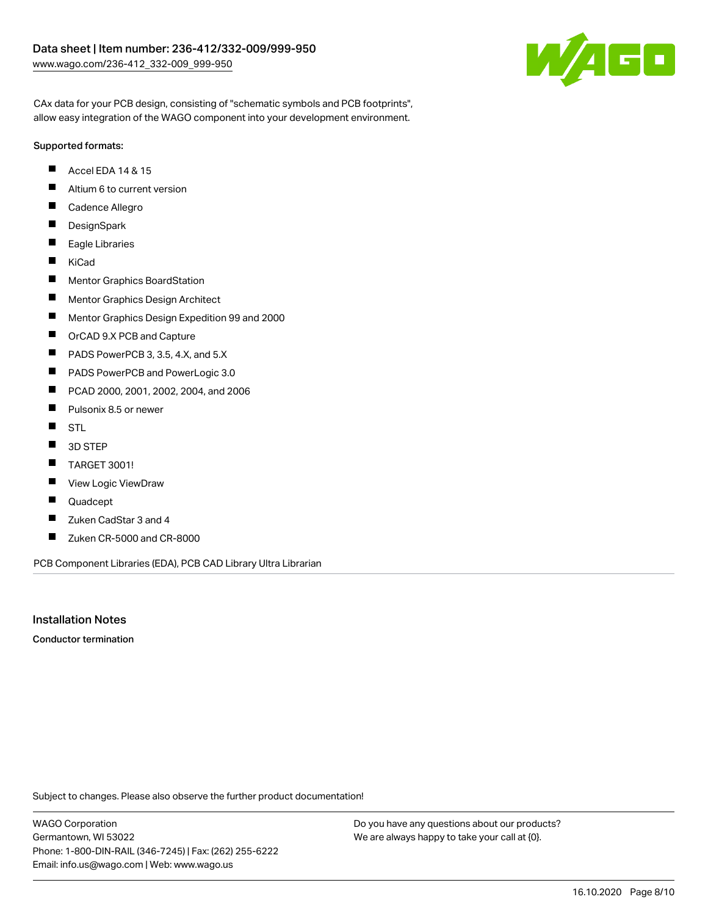CAx data for your PCB design, consisting of "schematic symbols and PCB footprints", allow easy integration of the WAGO component into your development environment.

Supported formats:

- Accel EDA 14 & 15
- Altium 6 to current version
- Cadence Allegro
- DesignSpark
- Eagle Libraries
- KiCad
- Mentor Graphics BoardStation
- Mentor Graphics Design Architect
- Mentor Graphics Design Expedition 99 and 2000
- OrCAD 9.X PCB and Capture
- PADS PowerPCB 3, 3.5, 4.X, and 5.X
- PADS PowerPCB and PowerLogic 3.0
- PCAD 2000, 2001, 2002, 2004, and 2006
- Pulsonix 8.5 or newer
- STL
- 3D STEP
- TARGET 3001!
- View Logic ViewDraw
- Quadcept
- Zuken CadStar 3 and 4
- Zuken CR-5000 and CR-8000

PCB Component Libraries (EDA), PCB CAD Library Ultra Librarian

## Installation Notes

**Conductor termination**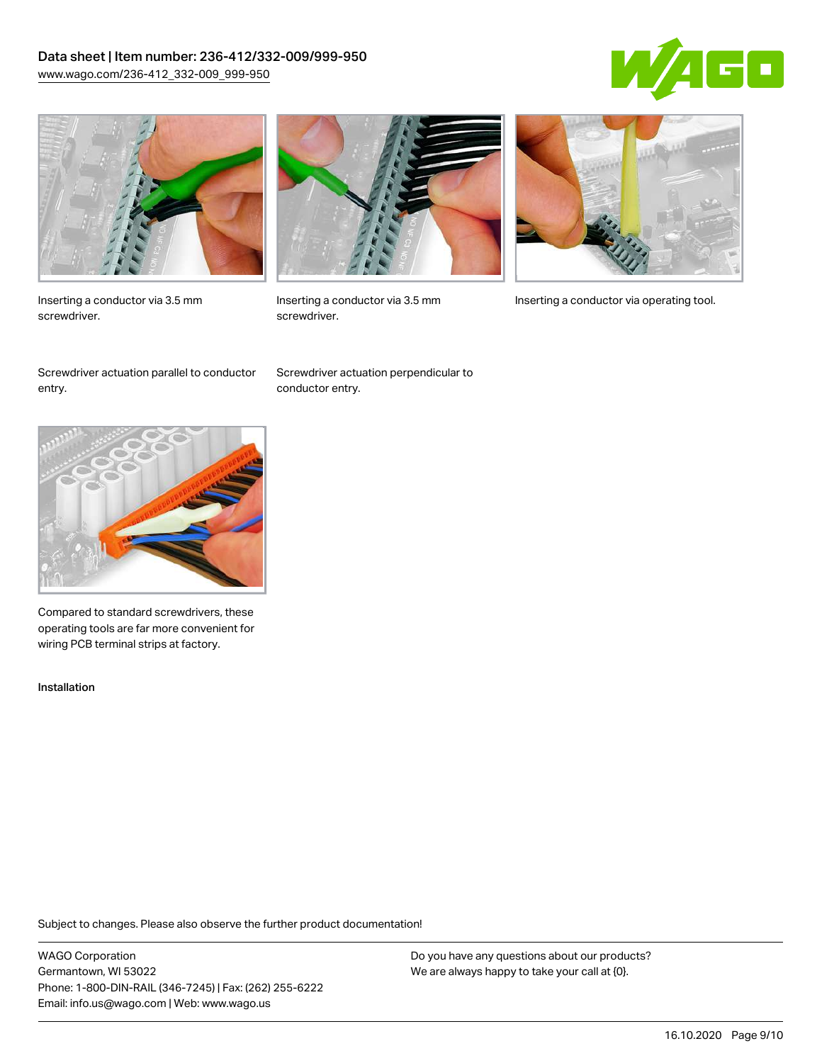Inserting a conductor via 3.5 mm screwdriver.

Inserting a conductor via 3.5 mm screwdriver.

Inserting a conductor via operating tool.

Screwdriver actuation parallel to conductor entry.

Screwdriver actuation perpendicular to conductor entry.

Compared to standard screwdrivers, these operating tools are far more convenient for wiring PCB terminal strips at factory.

Installation

Subject to changes. Please also observe the further product documentation!

WAGO Corporation
Germantown, WI 53022
Phone: 1-800-DIN-RAIL (346-7245) | Fax: (262) 255-6222
Email: info.us@wago.com | Web: www.wago.us

Do you have any questions about our products?
We are always happy to take your call at {0}.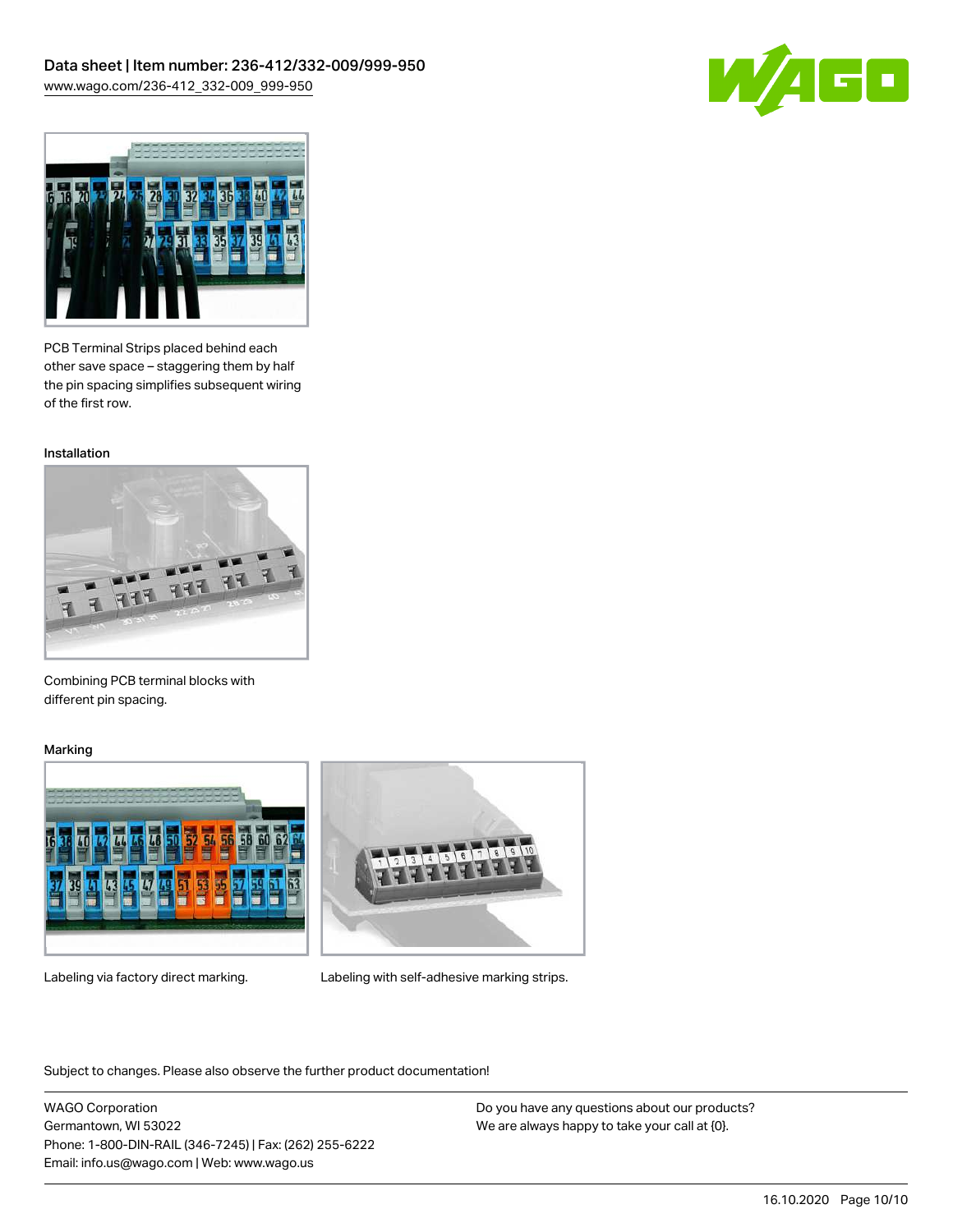PCB Terminal Strips placed behind each other save space – staggering them by half the pin spacing simplifies subsequent wiring of the first row.

## Installation

Combining PCB terminal blocks with different pin spacing.

## Marking

Labeling via factory direct marking.

Labeling with self-adhesive marking strips.

Subject to changes. Please also observe the further product documentation!

WAGO Corporation
Germantown, WI 53022
Phone: 1-800-DIN-RAIL (346-7245) | Fax: (262) 255-6222
Email: info.us@wago.com | Web: www.wago.us

Do you have any questions about our products?
We are always happy to take your call at {0}.